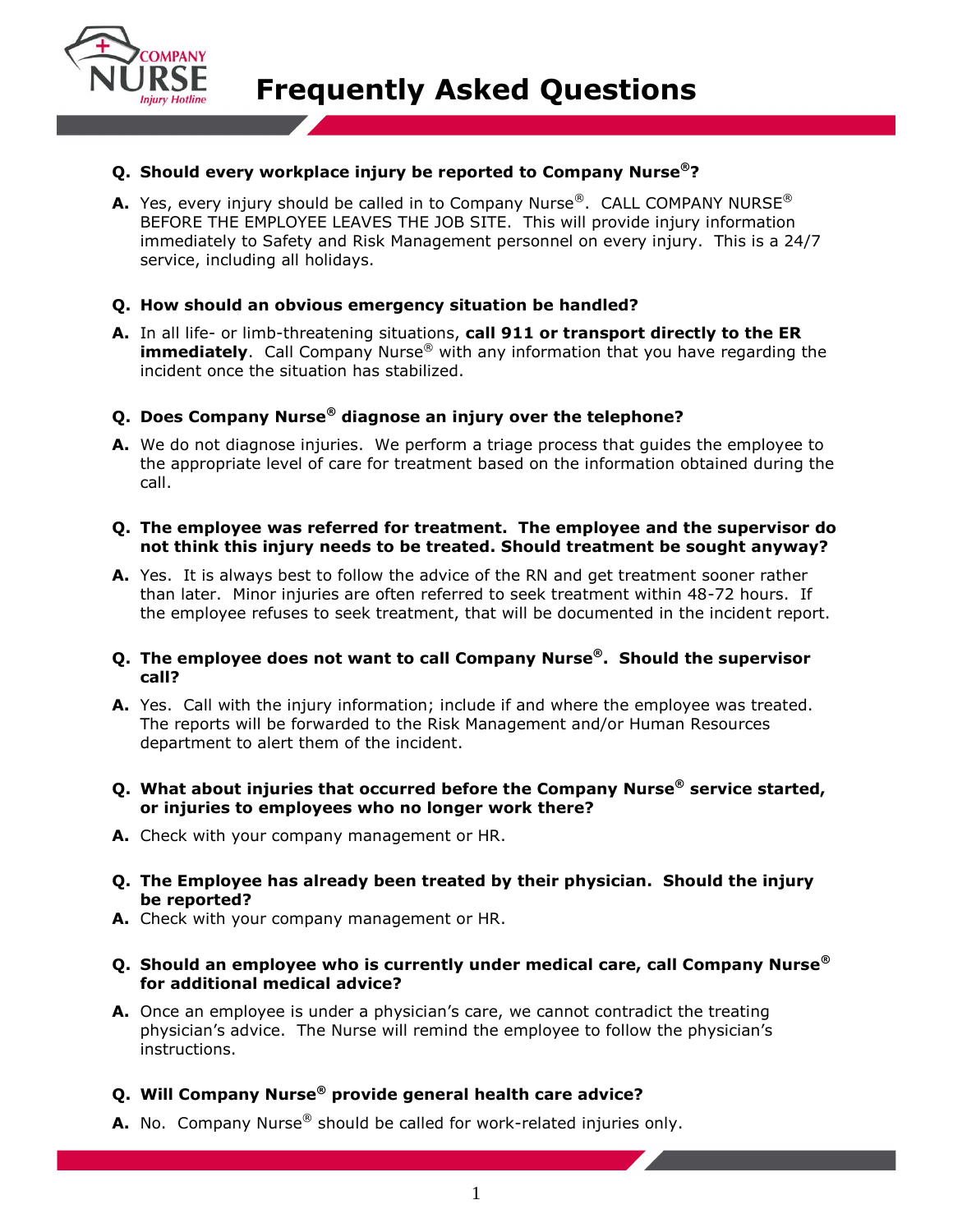# Frequently Asked Questions

**Q. Should every workplace injury be reported to Company Nurse®?**

**A.** Yes, every injury should be called in to Company Nurse®. CALL COMPANY NURSE® BEFORE THE EMPLOYEE LEAVES THE JOB SITE. This will provide injury information immediately to Safety and Risk Management personnel on every injury. This is a 24/7 service, including all holidays.

**Q. How should an obvious emergency situation be handled?**

**A.** In all life- or limb-threatening situations, **call 911 or transport directly to the ER immediately**. Call Company Nurse® with any information that you have regarding the incident once the situation has stabilized.

**Q. Does Company Nurse® diagnose an injury over the telephone?**

**A.** We do not diagnose injuries. We perform a triage process that guides the employee to the appropriate level of care for treatment based on the information obtained during the call.

**Q. The employee was referred for treatment. The employee and the supervisor do not think this injury needs to be treated. Should treatment be sought anyway?**

**A.** Yes. It is always best to follow the advice of the RN and get treatment sooner rather than later. Minor injuries are often referred to seek treatment within 48-72 hours. If the employee refuses to seek treatment, that will be documented in the incident report.

**Q. The employee does not want to call Company Nurse®. Should the supervisor call?**

**A.** Yes. Call with the injury information; include if and where the employee was treated. The reports will be forwarded to the Risk Management and/or Human Resources department to alert them of the incident.

**Q. What about injuries that occurred before the Company Nurse® service started, or injuries to employees who no longer work there?**

**A.** Check with your company management or HR.

**Q. The Employee has already been treated by their physician. Should the injury be reported?**

**A.** Check with your company management or HR.

**Q. Should an employee who is currently under medical care, call Company Nurse® for additional medical advice?**

**A.** Once an employee is under a physician's care, we cannot contradict the treating physician's advice. The Nurse will remind the employee to follow the physician's instructions.

**Q. Will Company Nurse® provide general health care advice?**

**A.** No. Company Nurse® should be called for work-related injuries only.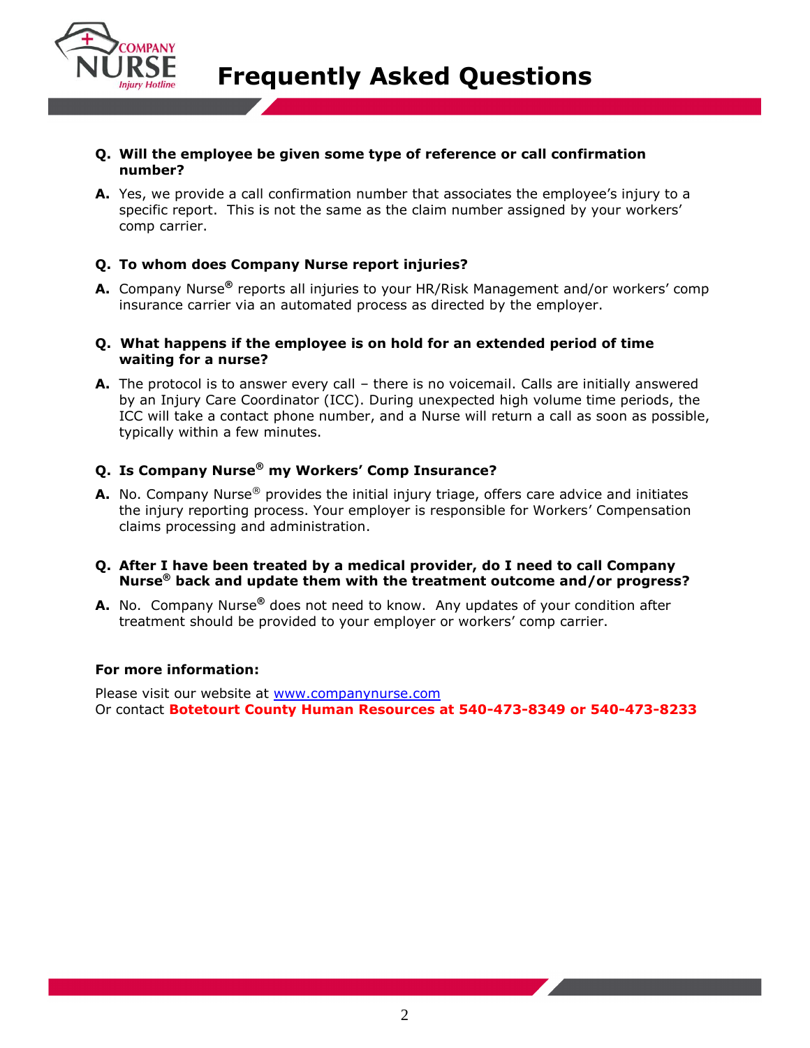# Frequently Asked Questions

**Q. Will the employee be given some type of reference or call confirmation number?**

**A.** Yes, we provide a call confirmation number that associates the employee's injury to a specific report. This is not the same as the claim number assigned by your workers' comp carrier.

**Q. To whom does Company Nurse report injuries?**

**A.** Company Nurse® reports all injuries to your HR/Risk Management and/or workers' comp insurance carrier via an automated process as directed by the employer.

**Q. What happens if the employee is on hold for an extended period of time waiting for a nurse?**

**A.** The protocol is to answer every call – there is no voicemail. Calls are initially answered by an Injury Care Coordinator (ICC). During unexpected high volume time periods, the ICC will take a contact phone number, and a Nurse will return a call as soon as possible, typically within a few minutes.

**Q. Is Company Nurse® my Workers' Comp Insurance?**

**A.** No. Company Nurse® provides the initial injury triage, offers care advice and initiates the injury reporting process. Your employer is responsible for Workers' Compensation claims processing and administration.

**Q. After I have been treated by a medical provider, do I need to call Company Nurse® back and update them with the treatment outcome and/or progress?**

**A.** No. Company Nurse® does not need to know. Any updates of your condition after treatment should be provided to your employer or workers' comp carrier.

**For more information:**

Please visit our website at [www.companynurse.com](http://www.companynurse.com)
Or contact **Botetourt County Human Resources at 540-473-8349 or 540-473-8233**